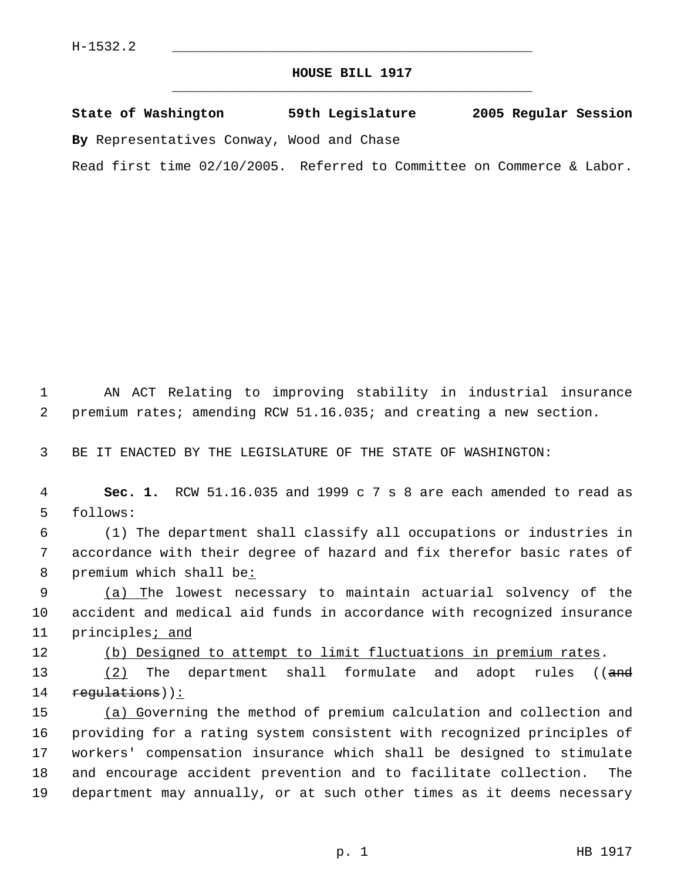H-1532.2

# HOUSE BILL 1917

**State of Washington 59th Legislature 2005 Regular Session**

**By** Representatives Conway, Wood and Chase

Read first time 02/10/2005. Referred to Committee on Commerce & Labor.

AN ACT Relating to improving stability in industrial insurance premium rates; amending RCW 51.16.035; and creating a new section.

BE IT ENACTED BY THE LEGISLATURE OF THE STATE OF WASHINGTON:

**Sec. 1.** RCW 51.16.035 and 1999 c 7 s 8 are each amended to read as follows:

(1) The department shall classify all occupations or industries in accordance with their degree of hazard and fix therefor basic rates of premium which shall be:

(a) The lowest necessary to maintain actuarial solvency of the accident and medical aid funds in accordance with recognized insurance principles; and

(b) Designed to attempt to limit fluctuations in premium rates.

(2) The department shall formulate and adopt rules ((~~and regulations~~)):

(a) Governing the method of premium calculation and collection and providing for a rating system consistent with recognized principles of workers' compensation insurance which shall be designed to stimulate and encourage accident prevention and to facilitate collection. The department may annually, or at such other times as it deems necessary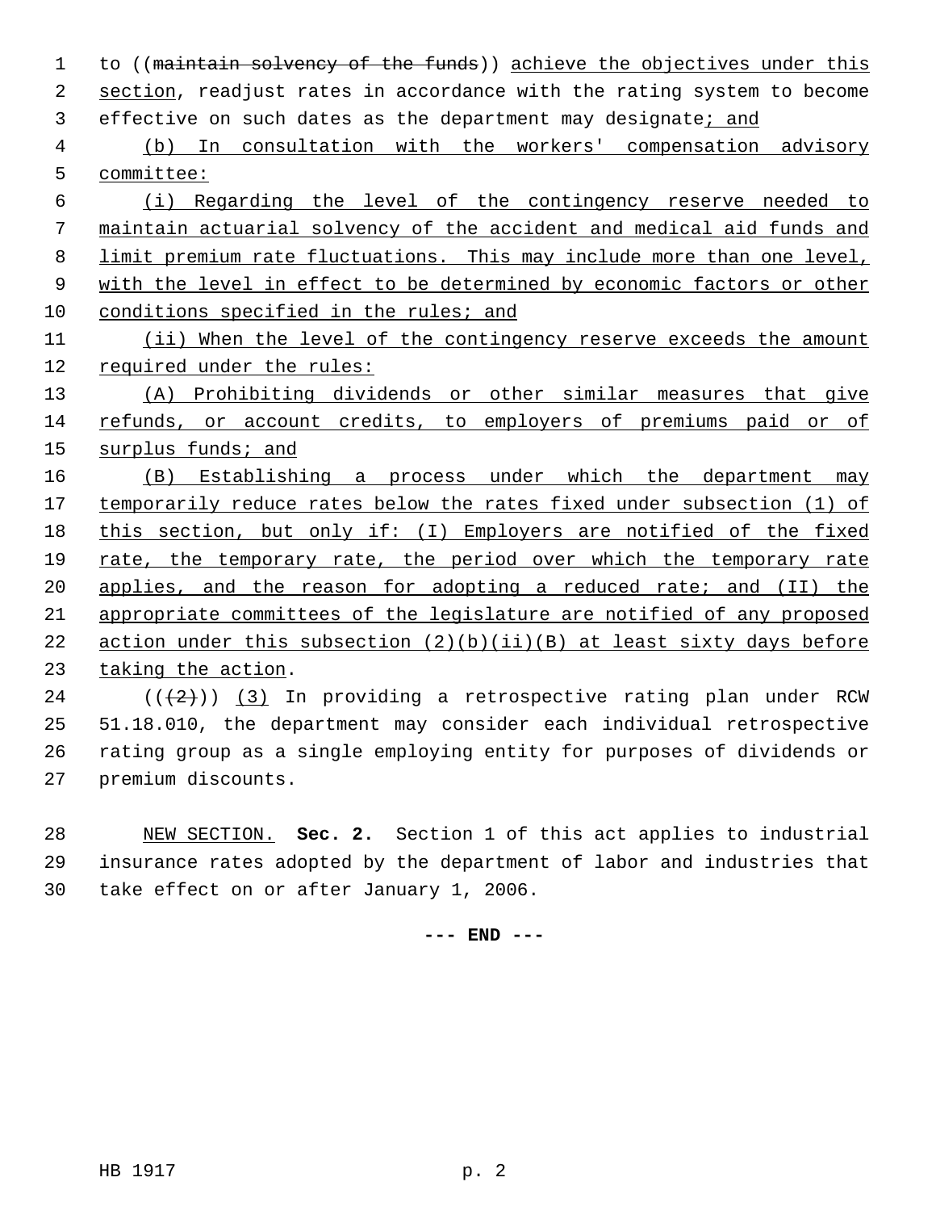to ((~~maintain solvency of the funds~~)) achieve the objectives under this section, readjust rates in accordance with the rating system to become effective on such dates as the department may designate; and

(b) In consultation with the workers' compensation advisory committee:

(i) Regarding the level of the contingency reserve needed to maintain actuarial solvency of the accident and medical aid funds and limit premium rate fluctuations. This may include more than one level, with the level in effect to be determined by economic factors or other conditions specified in the rules; and

(ii) When the level of the contingency reserve exceeds the amount required under the rules:

(A) Prohibiting dividends or other similar measures that give refunds, or account credits, to employers of premiums paid or of surplus funds; and

(B) Establishing a process under which the department may temporarily reduce rates below the rates fixed under subsection (1) of this section, but only if: (I) Employers are notified of the fixed rate, the temporary rate, the period over which the temporary rate applies, and the reason for adopting a reduced rate; and (II) the appropriate committees of the legislature are notified of any proposed action under this subsection (2)(b)(ii)(B) at least sixty days before taking the action.

((~~(2)~~)) (3) In providing a retrospective rating plan under RCW 51.18.010, the department may consider each individual retrospective rating group as a single employing entity for purposes of dividends or premium discounts.

NEW SECTION. **Sec. 2.** Section 1 of this act applies to industrial insurance rates adopted by the department of labor and industries that take effect on or after January 1, 2006.

**--- END ---**